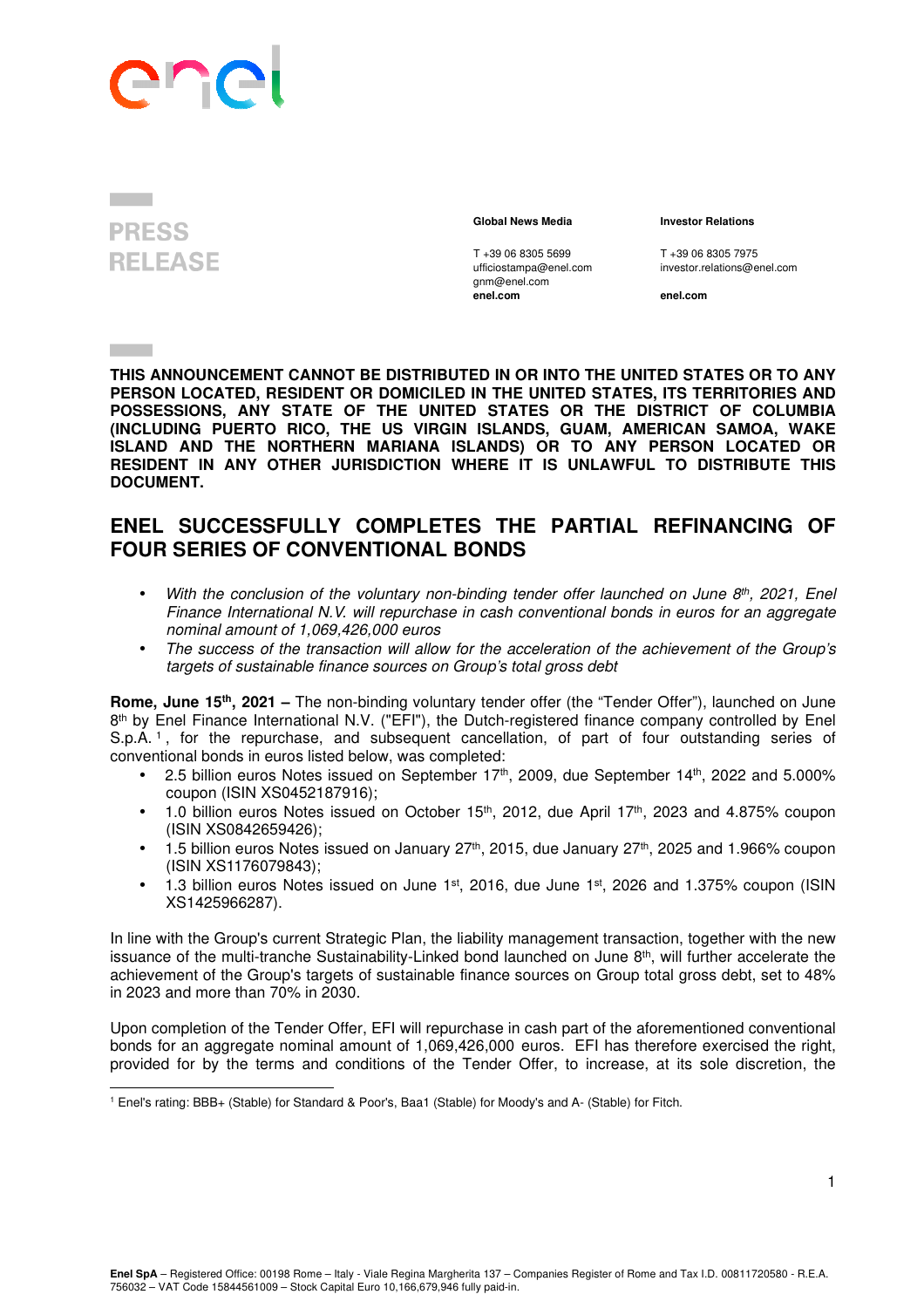**PRESS RELEASE**

**Global News Media**

T +39 06 8305 5699
ufficiostampa@enel.com
gnm@enel.com
**enel.com**

**Investor Relations**

T +39 06 8305 7975
investor.relations@enel.com

**enel.com**

**THIS ANNOUNCEMENT CANNOT BE DISTRIBUTED IN OR INTO THE UNITED STATES OR TO ANY PERSON LOCATED, RESIDENT OR DOMICILED IN THE UNITED STATES, ITS TERRITORIES AND POSSESSIONS, ANY STATE OF THE UNITED STATES OR THE DISTRICT OF COLUMBIA (INCLUDING PUERTO RICO, THE US VIRGIN ISLANDS, GUAM, AMERICAN SAMOA, WAKE ISLAND AND THE NORTHERN MARIANA ISLANDS) OR TO ANY PERSON LOCATED OR RESIDENT IN ANY OTHER JURISDICTION WHERE IT IS UNLAWFUL TO DISTRIBUTE THIS DOCUMENT.**

# ENEL SUCCESSFULLY COMPLETES THE PARTIAL REFINANCING OF FOUR SERIES OF CONVENTIONAL BONDS

- *With the conclusion of the voluntary non-binding tender offer launched on June 8th, 2021, Enel Finance International N.V. will repurchase in cash conventional bonds in euros for an aggregate nominal amount of 1,069,426,000 euros*
- *The success of the transaction will allow for the acceleration of the achievement of the Group's targets of sustainable finance sources on Group's total gross debt*

**Rome, June 15th, 2021 –** The non-binding voluntary tender offer (the "Tender Offer"), launched on June 8th by Enel Finance International N.V. ("EFI"), the Dutch-registered finance company controlled by Enel S.p.A.[1], for the repurchase, and subsequent cancellation, of part of four outstanding series of conventional bonds in euros listed below, was completed:

- 2.5 billion euros Notes issued on September 17th, 2009, due September 14th, 2022 and 5.000% coupon (ISIN XS0452187916);
- 1.0 billion euros Notes issued on October 15th, 2012, due April 17th, 2023 and 4.875% coupon (ISIN XS0842659426);
- 1.5 billion euros Notes issued on January 27th, 2015, due January 27th, 2025 and 1.966% coupon (ISIN XS1176079843);
- 1.3 billion euros Notes issued on June 1st, 2016, due June 1st, 2026 and 1.375% coupon (ISIN XS1425966287).

In line with the Group's current Strategic Plan, the liability management transaction, together with the new issuance of the multi-tranche Sustainability-Linked bond launched on June 8th, will further accelerate the achievement of the Group's targets of sustainable finance sources on Group total gross debt, set to 48% in 2023 and more than 70% in 2030.

Upon completion of the Tender Offer, EFI will repurchase in cash part of the aforementioned conventional bonds for an aggregate nominal amount of 1,069,426,000 euros. EFI has therefore exercised the right, provided for by the terms and conditions of the Tender Offer, to increase, at its sole discretion, the

[1] Enel's rating: BBB+ (Stable) for Standard & Poor's, Baa1 (Stable) for Moody's and A- (Stable) for Fitch.

**Enel SpA** – Registered Office: 00198 Rome – Italy - Viale Regina Margherita 137 – Companies Register of Rome and Tax I.D. 00811720580 - R.E.A. 756032 – VAT Code 15844561009 – Stock Capital Euro 10,166,679,946 fully paid-in.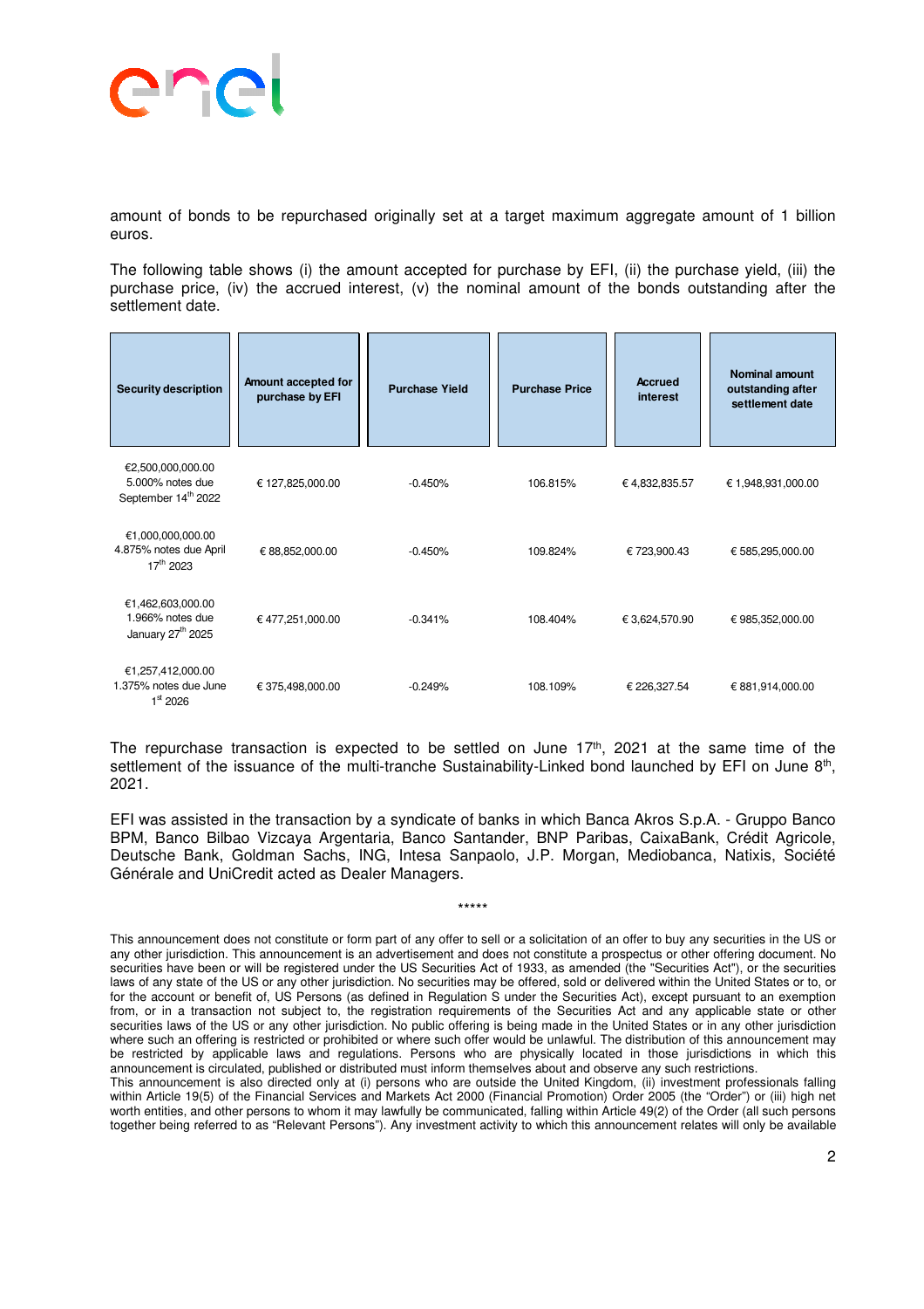amount of bonds to be repurchased originally set at a target maximum aggregate amount of 1 billion euros.

The following table shows (i) the amount accepted for purchase by EFI, (ii) the purchase yield, (iii) the purchase price, (iv) the accrued interest, (v) the nominal amount of the bonds outstanding after the settlement date.

| Security description | Amount accepted for purchase by EFI | Purchase Yield | Purchase Price | Accrued interest | Nominal amount outstanding after settlement date |
|---|---|---|---|---|---|
| €2,500,000,000.00 5.000% notes due September 14th 2022 | € 127,825,000.00 | -0.450% | 106.815% | € 4,832,835.57 | € 1,948,931,000.00 |
| €1,000,000,000.00 4.875% notes due April 17th 2023 | € 88,852,000.00 | -0.450% | 109.824% | € 723,900.43 | € 585,295,000.00 |
| €1,462,603,000.00 1.966% notes due January 27th 2025 | € 477,251,000.00 | -0.341% | 108.404% | € 3,624,570.90 | € 985,352,000.00 |
| €1,257,412,000.00 1.375% notes due June 1st 2026 | € 375,498,000.00 | -0.249% | 108.109% | € 226,327.54 | € 881,914,000.00 |

The repurchase transaction is expected to be settled on June 17th, 2021 at the same time of the settlement of the issuance of the multi-tranche Sustainability-Linked bond launched by EFI on June 8th, 2021.

EFI was assisted in the transaction by a syndicate of banks in which Banca Akros S.p.A. - Gruppo Banco BPM, Banco Bilbao Vizcaya Argentaria, Banco Santander, BNP Paribas, CaixaBank, Crédit Agricole, Deutsche Bank, Goldman Sachs, ING, Intesa Sanpaolo, J.P. Morgan, Mediobanca, Natixis, Société Générale and UniCredit acted as Dealer Managers.

*****

This announcement does not constitute or form part of any offer to sell or a solicitation of an offer to buy any securities in the US or any other jurisdiction. This announcement is an advertisement and does not constitute a prospectus or other offering document. No securities have been or will be registered under the US Securities Act of 1933, as amended (the "Securities Act"), or the securities laws of any state of the US or any other jurisdiction. No securities may be offered, sold or delivered within the United States or to, or for the account or benefit of, US Persons (as defined in Regulation S under the Securities Act), except pursuant to an exemption from, or in a transaction not subject to, the registration requirements of the Securities Act and any applicable state or other securities laws of the US or any other jurisdiction. No public offering is being made in the United States or in any other jurisdiction where such an offering is restricted or prohibited or where such offer would be unlawful. The distribution of this announcement may be restricted by applicable laws and regulations. Persons who are physically located in those jurisdictions in which this announcement is circulated, published or distributed must inform themselves about and observe any such restrictions.
This announcement is also directed only at (i) persons who are outside the United Kingdom, (ii) investment professionals falling within Article 19(5) of the Financial Services and Markets Act 2000 (Financial Promotion) Order 2005 (the "Order") or (iii) high net worth entities, and other persons to whom it may lawfully be communicated, falling within Article 49(2) of the Order (all such persons together being referred to as "Relevant Persons"). Any investment activity to which this announcement relates will only be available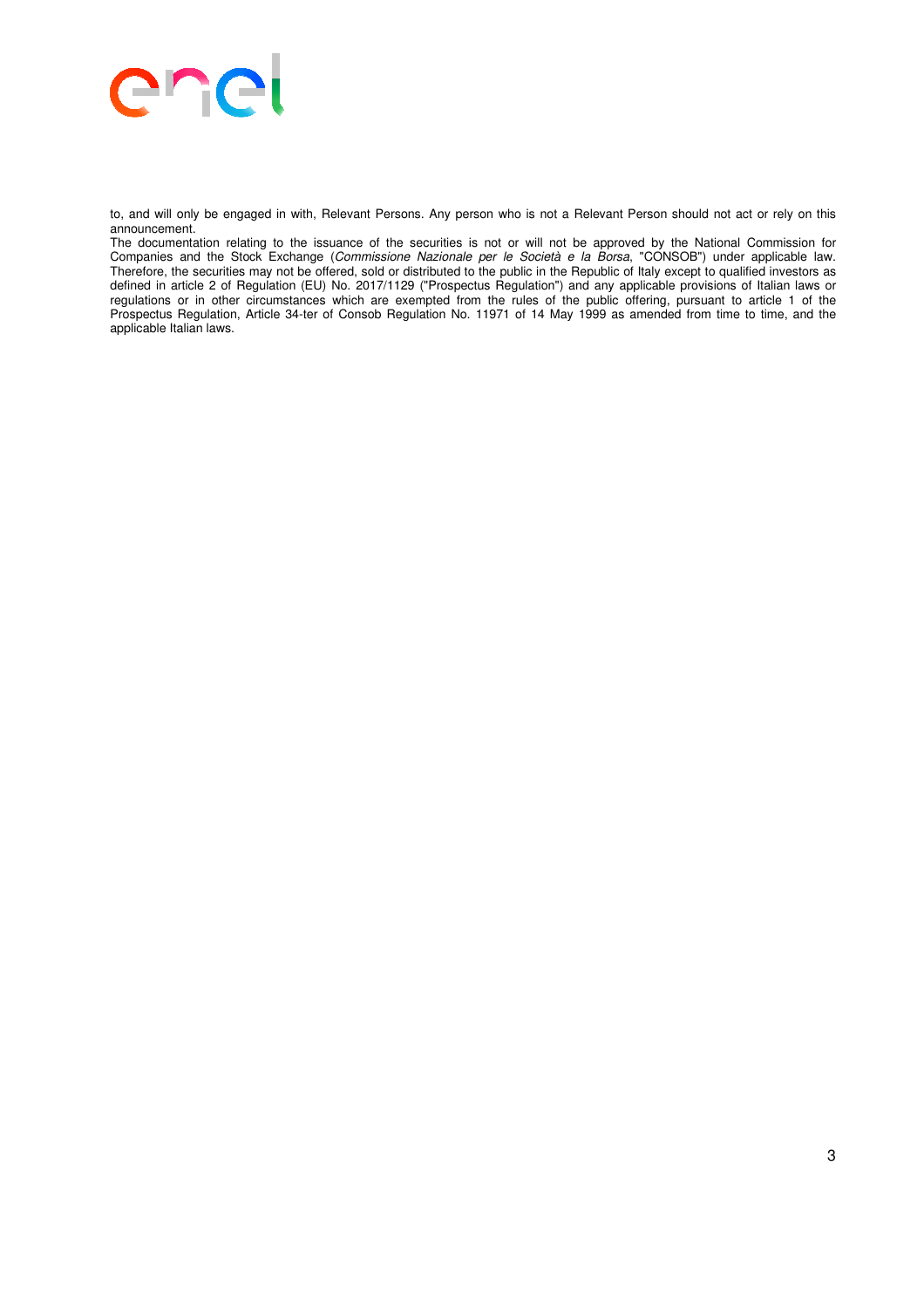to, and will only be engaged in with, Relevant Persons. Any person who is not a Relevant Person should not act or rely on this announcement.

The documentation relating to the issuance of the securities is not or will not be approved by the National Commission for Companies and the Stock Exchange (*Commissione Nazionale per le Società e la Borsa*, "CONSOB") under applicable law. Therefore, the securities may not be offered, sold or distributed to the public in the Republic of Italy except to qualified investors as defined in article 2 of Regulation (EU) No. 2017/1129 ("Prospectus Regulation") and any applicable provisions of Italian laws or regulations or in other circumstances which are exempted from the rules of the public offering, pursuant to article 1 of the Prospectus Regulation, Article 34-ter of Consob Regulation No. 11971 of 14 May 1999 as amended from time to time, and the applicable Italian laws.